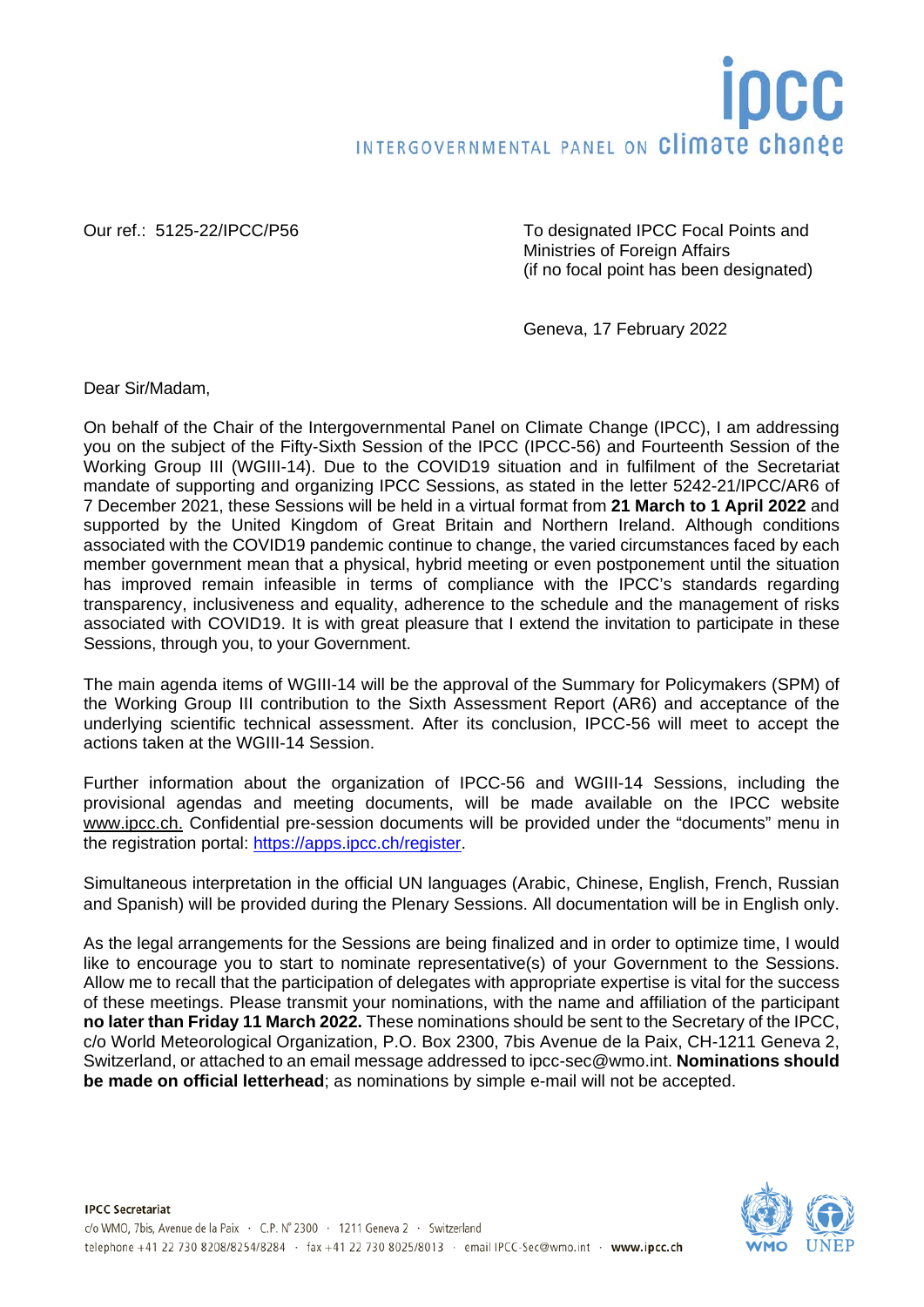Our ref.: 5125-22/IPCC/P56

To designated IPCC Focal Points and
Ministries of Foreign Affairs
(if no focal point has been designated)

Geneva, 17 February 2022

Dear Sir/Madam,

On behalf of the Chair of the Intergovernmental Panel on Climate Change (IPCC), I am addressing you on the subject of the Fifty-Sixth Session of the IPCC (IPCC-56) and Fourteenth Session of the Working Group III (WGIII-14). Due to the COVID19 situation and in fulfilment of the Secretariat mandate of supporting and organizing IPCC Sessions, as stated in the letter 5242-21/IPCC/AR6 of 7 December 2021, these Sessions will be held in a virtual format from **21 March to 1 April 2022** and supported by the United Kingdom of Great Britain and Northern Ireland. Although conditions associated with the COVID19 pandemic continue to change, the varied circumstances faced by each member government mean that a physical, hybrid meeting or even postponement until the situation has improved remain infeasible in terms of compliance with the IPCC's standards regarding transparency, inclusiveness and equality, adherence to the schedule and the management of risks associated with COVID19. It is with great pleasure that I extend the invitation to participate in these Sessions, through you, to your Government.

The main agenda items of WGIII-14 will be the approval of the Summary for Policymakers (SPM) of the Working Group III contribution to the Sixth Assessment Report (AR6) and acceptance of the underlying scientific technical assessment. After its conclusion, IPCC-56 will meet to accept the actions taken at the WGIII-14 Session.

Further information about the organization of IPCC-56 and WGIII-14 Sessions, including the provisional agendas and meeting documents, will be made available on the IPCC website www.ipcc.ch. Confidential pre-session documents will be provided under the "documents" menu in the registration portal: https://apps.ipcc.ch/register.

Simultaneous interpretation in the official UN languages (Arabic, Chinese, English, French, Russian and Spanish) will be provided during the Plenary Sessions. All documentation will be in English only.

As the legal arrangements for the Sessions are being finalized and in order to optimize time, I would like to encourage you to start to nominate representative(s) of your Government to the Sessions. Allow me to recall that the participation of delegates with appropriate expertise is vital for the success of these meetings. Please transmit your nominations, with the name and affiliation of the participant **no later than Friday 11 March 2022.** These nominations should be sent to the Secretary of the IPCC, c/o World Meteorological Organization, P.O. Box 2300, 7bis Avenue de la Paix, CH-1211 Geneva 2, Switzerland, or attached to an email message addressed to ipcc-sec@wmo.int. **Nominations should be made on official letterhead**; as nominations by simple e-mail will not be accepted.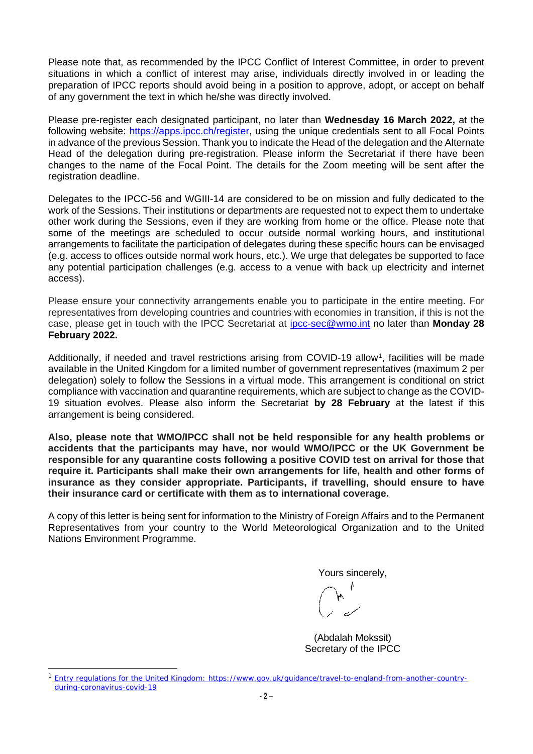Please note that, as recommended by the IPCC Conflict of Interest Committee, in order to prevent situations in which a conflict of interest may arise, individuals directly involved in or leading the preparation of IPCC reports should avoid being in a position to approve, adopt, or accept on behalf of any government the text in which he/she was directly involved.

Please pre-register each designated participant, no later than **Wednesday 16 March 2022,** at the following website: https://apps.ipcc.ch/register, using the unique credentials sent to all Focal Points in advance of the previous Session. Thank you to indicate the Head of the delegation and the Alternate Head of the delegation during pre-registration. Please inform the Secretariat if there have been changes to the name of the Focal Point. The details for the Zoom meeting will be sent after the registration deadline.

Delegates to the IPCC-56 and WGIII-14 are considered to be on mission and fully dedicated to the work of the Sessions. Their institutions or departments are requested not to expect them to undertake other work during the Sessions, even if they are working from home or the office. Please note that some of the meetings are scheduled to occur outside normal working hours, and institutional arrangements to facilitate the participation of delegates during these specific hours can be envisaged (e.g. access to offices outside normal work hours, etc.). We urge that delegates be supported to face any potential participation challenges (e.g. access to a venue with back up electricity and internet access).

Please ensure your connectivity arrangements enable you to participate in the entire meeting. For representatives from developing countries and countries with economies in transition, if this is not the case, please get in touch with the IPCC Secretariat at ipcc-sec@wmo.int no later than **Monday 28 February 2022.**

Additionally, if needed and travel restrictions arising from COVID-19 allow[1], facilities will be made available in the United Kingdom for a limited number of government representatives (maximum 2 per delegation) solely to follow the Sessions in a virtual mode. This arrangement is conditional on strict compliance with vaccination and quarantine requirements, which are subject to change as the COVID-19 situation evolves. Please also inform the Secretariat **by 28 February** at the latest if this arrangement is being considered.

**Also, please note that WMO/IPCC shall not be held responsible for any health problems or accidents that the participants may have, nor would WMO/IPCC or the UK Government be responsible for any quarantine costs following a positive COVID test on arrival for those that require it. Participants shall make their own arrangements for life, health and other forms of insurance as they consider appropriate. Participants, if travelling, should ensure to have their insurance card or certificate with them as to international coverage.**

A copy of this letter is being sent for information to the Ministry of Foreign Affairs and to the Permanent Representatives from your country to the World Meteorological Organization and to the United Nations Environment Programme.

Yours sincerely,

(Abdalah Mokssit)
Secretary of the IPCC

[1] Entry regulations for the United Kingdom: https://www.gov.uk/guidance/travel-to-england-from-another-country-during-coronavirus-covid-19